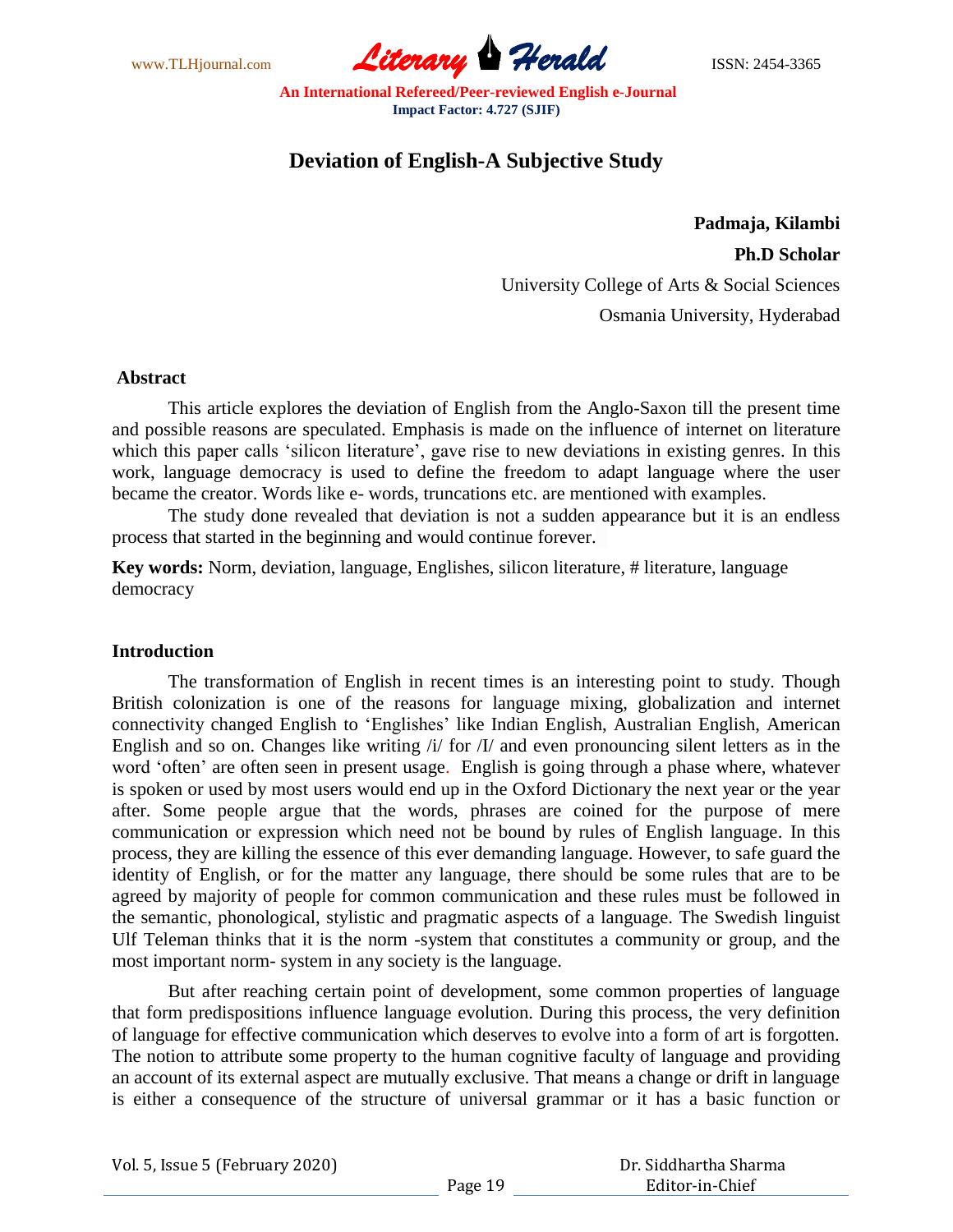# Deviation of English-A Subjective Study

**Padmaja, Kilambi**

**Ph.D Scholar**

University College of Arts & Social Sciences

Osmania University, Hyderabad

## Abstract

This article explores the deviation of English from the Anglo-Saxon till the present time and possible reasons are speculated. Emphasis is made on the influence of internet on literature which this paper calls 'silicon literature', gave rise to new deviations in existing genres. In this work, language democracy is used to define the freedom to adapt language where the user became the creator. Words like e- words, truncations etc. are mentioned with examples.

The study done revealed that deviation is not a sudden appearance but it is an endless process that started in the beginning and would continue forever.

**Key words:** Norm, deviation, language, Englishes, silicon literature, # literature, language democracy

## Introduction

The transformation of English in recent times is an interesting point to study. Though British colonization is one of the reasons for language mixing, globalization and internet connectivity changed English to 'Englishes' like Indian English, Australian English, American English and so on. Changes like writing /i/ for /I/ and even pronouncing silent letters as in the word 'often' are often seen in present usage. English is going through a phase where, whatever is spoken or used by most users would end up in the Oxford Dictionary the next year or the year after. Some people argue that the words, phrases are coined for the purpose of mere communication or expression which need not be bound by rules of English language. In this process, they are killing the essence of this ever demanding language. However, to safe guard the identity of English, or for the matter any language, there should be some rules that are to be agreed by majority of people for common communication and these rules must be followed in the semantic, phonological, stylistic and pragmatic aspects of a language. The Swedish linguist Ulf Teleman thinks that it is the norm -system that constitutes a community or group, and the most important norm- system in any society is the language.

But after reaching certain point of development, some common properties of language that form predispositions influence language evolution. During this process, the very definition of language for effective communication which deserves to evolve into a form of art is forgotten. The notion to attribute some property to the human cognitive faculty of language and providing an account of its external aspect are mutually exclusive. That means a change or drift in language is either a consequence of the structure of universal grammar or it has a basic function or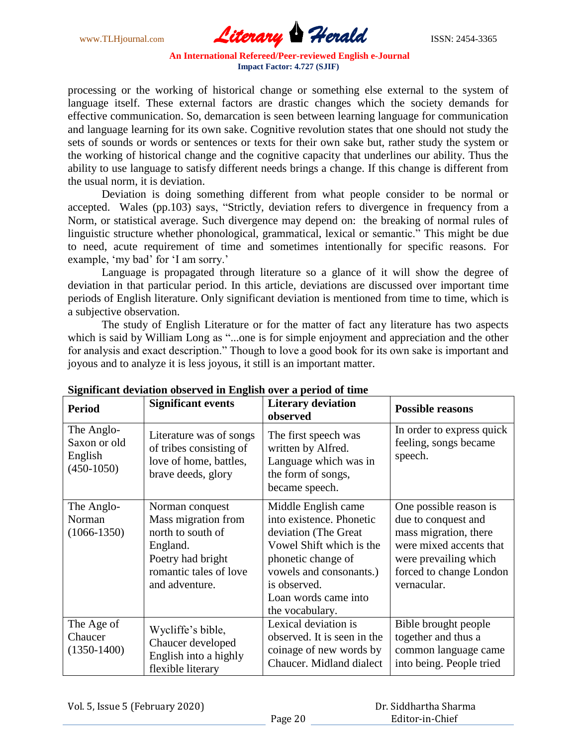processing or the working of historical change or something else external to the system of language itself. These external factors are drastic changes which the society demands for effective communication. So, demarcation is seen between learning language for communication and language learning for its own sake. Cognitive revolution states that one should not study the sets of sounds or words or sentences or texts for their own sake but, rather study the system or the working of historical change and the cognitive capacity that underlines our ability. Thus the ability to use language to satisfy different needs brings a change. If this change is different from the usual norm, it is deviation.

Deviation is doing something different from what people consider to be normal or accepted. Wales (pp.103) says, "Strictly, deviation refers to divergence in frequency from a Norm, or statistical average. Such divergence may depend on: the breaking of normal rules of linguistic structure whether phonological, grammatical, lexical or semantic." This might be due to need, acute requirement of time and sometimes intentionally for specific reasons. For example, 'my bad' for 'I am sorry.'

Language is propagated through literature so a glance of it will show the degree of deviation in that particular period. In this article, deviations are discussed over important time periods of English literature. Only significant deviation is mentioned from time to time, which is a subjective observation.

The study of English Literature or for the matter of fact any literature has two aspects which is said by William Long as "...one is for simple enjoyment and appreciation and the other for analysis and exact description." Though to love a good book for its own sake is important and joyous and to analyze it is less joyous, it still is an important matter.

**Significant deviation observed in English over a period of time**

| Period | Significant events | Literary deviation observed | Possible reasons |
|---|---|---|---|
| The Anglo-Saxon or old English (450-1050) | Literature was of songs of tribes consisting of love of home, battles, brave deeds, glory | The first speech was written by Alfred. Language which was in the form of songs, became speech. | In order to express quick feeling, songs became speech. |
| The Anglo-Norman (1066-1350) | Norman conquest Mass migration from north to south of England. Poetry had bright romantic tales of love and adventure. | Middle English came into existence. Phonetic deviation (The Great Vowel Shift which is the phonetic change of vowels and consonants.) is observed. Loan words came into the vocabulary. | One possible reason is due to conquest and mass migration, there were mixed accents that were prevailing which forced to change London vernacular. |
| The Age of Chaucer (1350-1400) | Wycliffe's bible, Chaucer developed English into a highly flexible literary | Lexical deviation is observed. It is seen in the coinage of new words by Chaucer. Midland dialect | Bible brought people together and thus a common language came into being. People tried |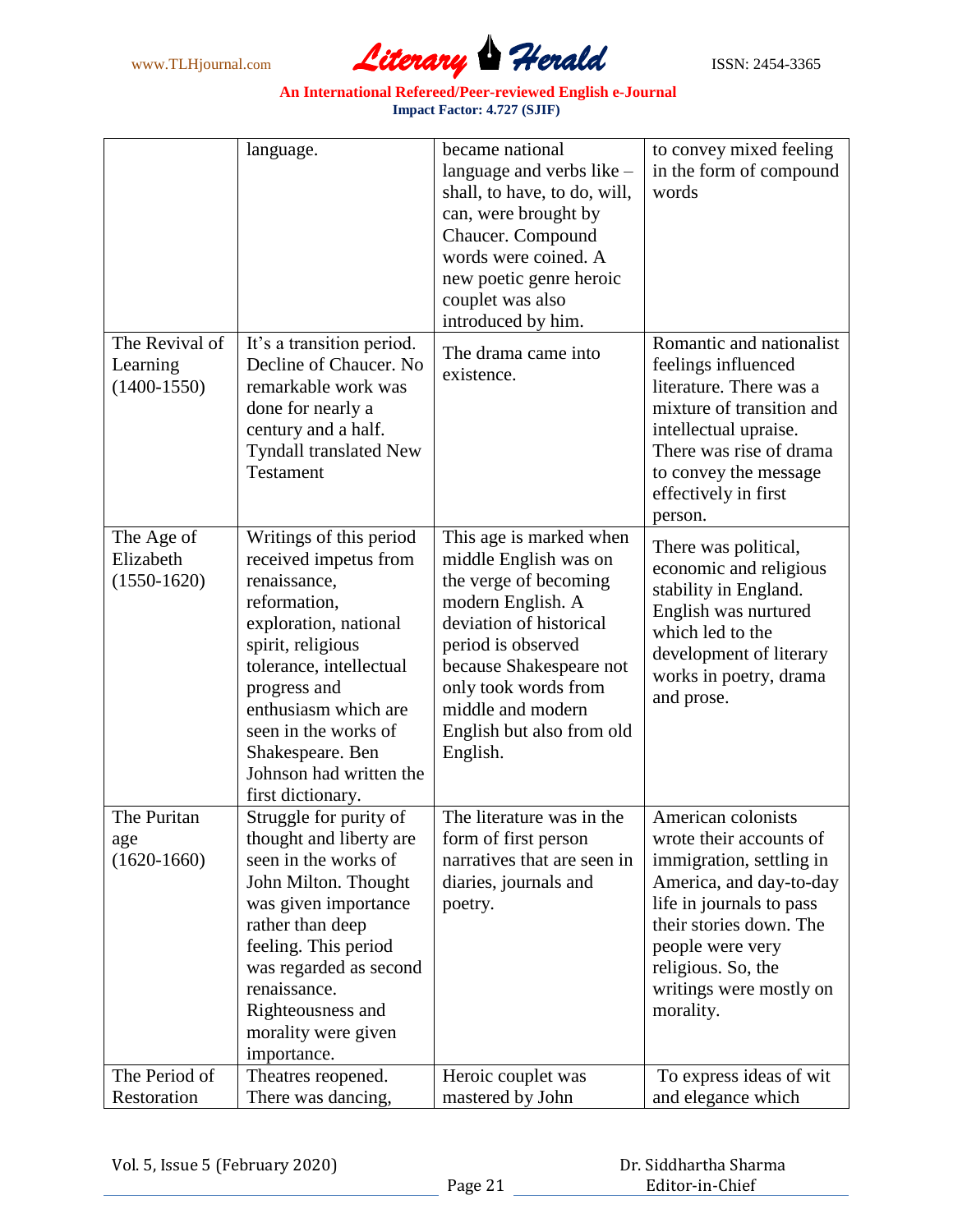|  |  |  |  |
|---|---|---|---|
|  | language. | became national language and verbs like – shall, to have, to do, will, can, were brought by Chaucer. Compound words were coined. A new poetic genre heroic couplet was also introduced by him. | to convey mixed feeling in the form of compound words |
| The Revival of Learning (1400-1550) | It's a transition period. Decline of Chaucer. No remarkable work was done for nearly a century and a half. Tyndall translated New Testament | The drama came into existence. | Romantic and nationalist feelings influenced literature. There was a mixture of transition and intellectual upraise. There was rise of drama to convey the message effectively in first person. |
| The Age of Elizabeth (1550-1620) | Writings of this period received impetus from renaissance, reformation, exploration, national spirit, religious tolerance, intellectual progress and enthusiasm which are seen in the works of Shakespeare. Ben Johnson had written the first dictionary. | This age is marked when middle English was on the verge of becoming modern English. A deviation of historical period is observed because Shakespeare not only took words from middle and modern English but also from old English. | There was political, economic and religious stability in England. English was nurtured which led to the development of literary works in poetry, drama and prose. |
| The Puritan age (1620-1660) | Struggle for purity of thought and liberty are seen in the works of John Milton. Thought was given importance rather than deep feeling. This period was regarded as second renaissance. Righteousness and morality were given importance. | The literature was in the form of first person narratives that are seen in diaries, journals and poetry. | American colonists wrote their accounts of immigration, settling in America, and day-to-day life in journals to pass their stories down. The people were very religious. So, the writings were mostly on morality. |
| The Period of Restoration | Theatres reopened. There was dancing, | Heroic couplet was mastered by John | To express ideas of wit and elegance which |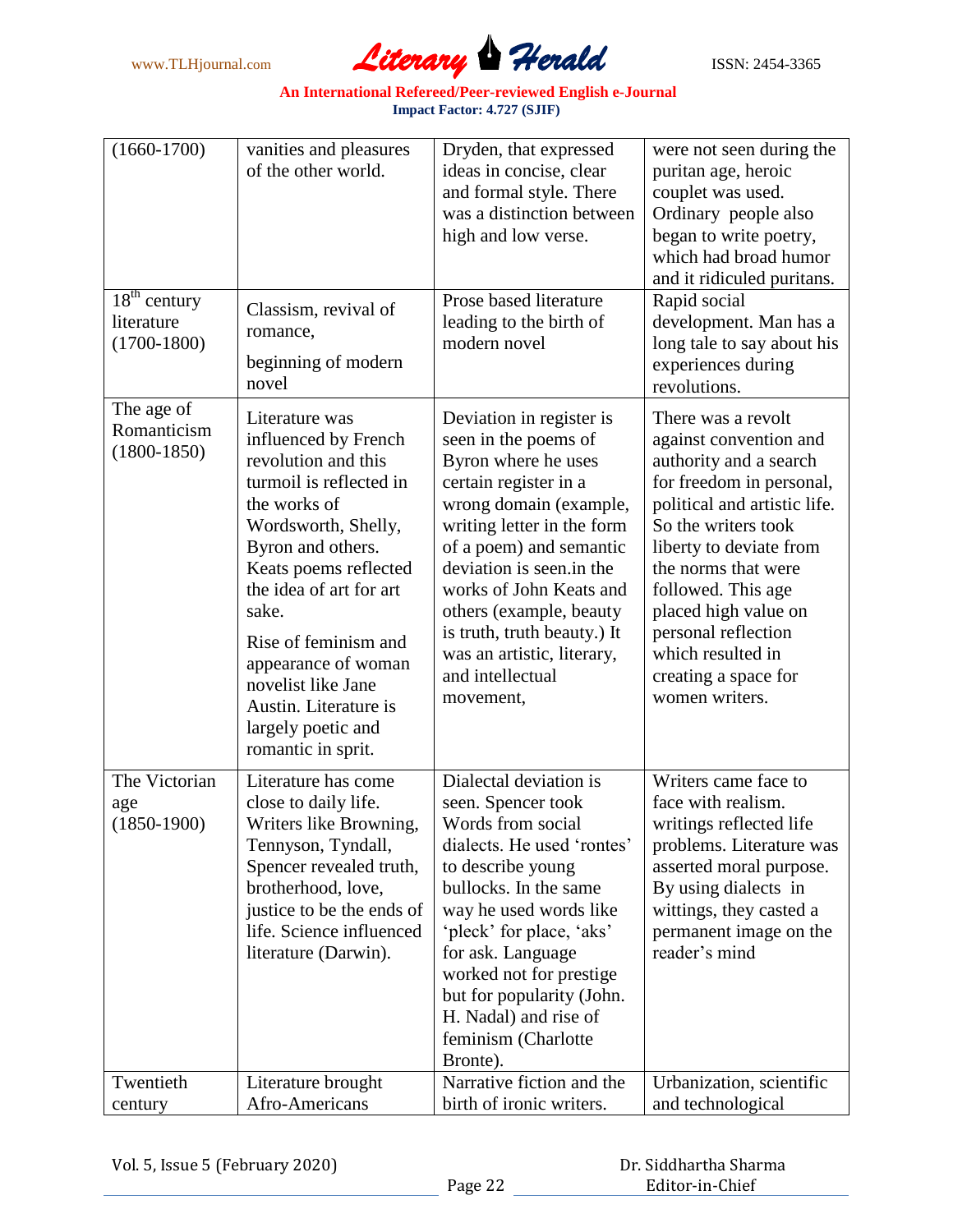| (1660-1700) | vanities and pleasures of the other world. | Dryden, that expressed ideas in concise, clear and formal style. There was a distinction between high and low verse. | were not seen during the puritan age, heroic couplet was used. Ordinary people also began to write poetry, which had broad humor and it ridiculed puritans. |
|---|---|---|---|
| 18th century literature (1700-1800) | Classism, revival of romance, beginning of modern novel | Prose based literature leading to the birth of modern novel | Rapid social development. Man has a long tale to say about his experiences during revolutions. |
| The age of Romanticism (1800-1850) | Literature was influenced by French revolution and this turmoil is reflected in the works of Wordsworth, Shelly, Byron and others. Keats poems reflected the idea of art for art sake. Rise of feminism and appearance of woman novelist like Jane Austin. Literature is largely poetic and romantic in sprit. | Deviation in register is seen in the poems of Byron where he uses certain register in a wrong domain (example, writing letter in the form of a poem) and semantic deviation is seen.in the works of John Keats and others (example, beauty is truth, truth beauty.) It was an artistic, literary, and intellectual movement, | There was a revolt against convention and authority and a search for freedom in personal, political and artistic life. So the writers took liberty to deviate from the norms that were followed. This age placed high value on personal reflection which resulted in creating a space for women writers. |
| The Victorian age (1850-1900) | Literature has come close to daily life. Writers like Browning, Tennyson, Tyndall, Spencer revealed truth, brotherhood, love, justice to be the ends of life. Science influenced literature (Darwin). | Dialectal deviation is seen. Spencer took Words from social dialects. He used 'rontes' to describe young bullocks. In the same way he used words like 'pleck' for place, 'aks' for ask. Language worked not for prestige but for popularity (John. H. Nadal) and rise of feminism (Charlotte Bronte). | Writers came face to face with realism. writings reflected life problems. Literature was asserted moral purpose. By using dialects in wittings, they casted a permanent image on the reader's mind |
| Twentieth century | Literature brought Afro-Americans | Narrative fiction and the birth of ironic writers. | Urbanization, scientific and technological |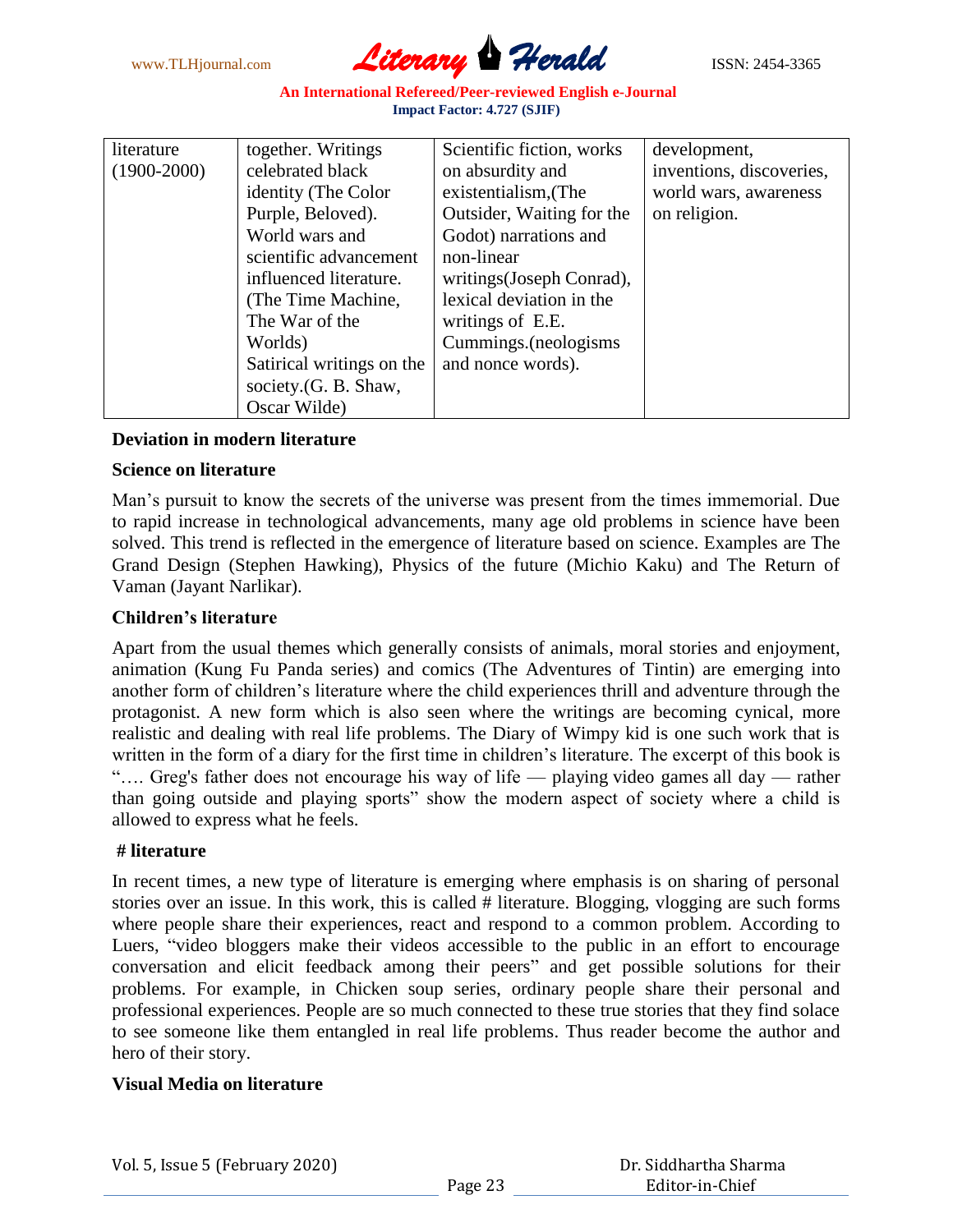| literature (1900-2000) | together. Writings celebrated black identity (The Color Purple, Beloved). World wars and scientific advancement influenced literature. (The Time Machine, The War of the Worlds) Satirical writings on the society.(G. B. Shaw, Oscar Wilde) | Scientific fiction, works on absurdity and existentialism,(The Outsider, Waiting for the Godot) narrations and non-linear writings(Joseph Conrad), lexical deviation in the writings of E.E. Cummings.(neologisms and nonce words). | development, inventions, discoveries, world wars, awareness on religion. |
|---|---|---|---|

**Deviation in modern literature**

**Science on literature**

Man's pursuit to know the secrets of the universe was present from the times immemorial. Due to rapid increase in technological advancements, many age old problems in science have been solved. This trend is reflected in the emergence of literature based on science. Examples are The Grand Design (Stephen Hawking), Physics of the future (Michio Kaku) and The Return of Vaman (Jayant Narlikar).

**Children's literature**

Apart from the usual themes which generally consists of animals, moral stories and enjoyment, animation (Kung Fu Panda series) and comics (The Adventures of Tintin) are emerging into another form of children's literature where the child experiences thrill and adventure through the protagonist. A new form which is also seen where the writings are becoming cynical, more realistic and dealing with real life problems. The Diary of Wimpy kid is one such work that is written in the form of a diary for the first time in children's literature. The excerpt of this book is "…. Greg's father does not encourage his way of life — playing video games all day — rather than going outside and playing sports" show the modern aspect of society where a child is allowed to express what he feels.

**# literature**

In recent times, a new type of literature is emerging where emphasis is on sharing of personal stories over an issue. In this work, this is called # literature. Blogging, vlogging are such forms where people share their experiences, react and respond to a common problem. According to Luers, "video bloggers make their videos accessible to the public in an effort to encourage conversation and elicit feedback among their peers" and get possible solutions for their problems. For example, in Chicken soup series, ordinary people share their personal and professional experiences. People are so much connected to these true stories that they find solace to see someone like them entangled in real life problems. Thus reader become the author and hero of their story.

**Visual Media on literature**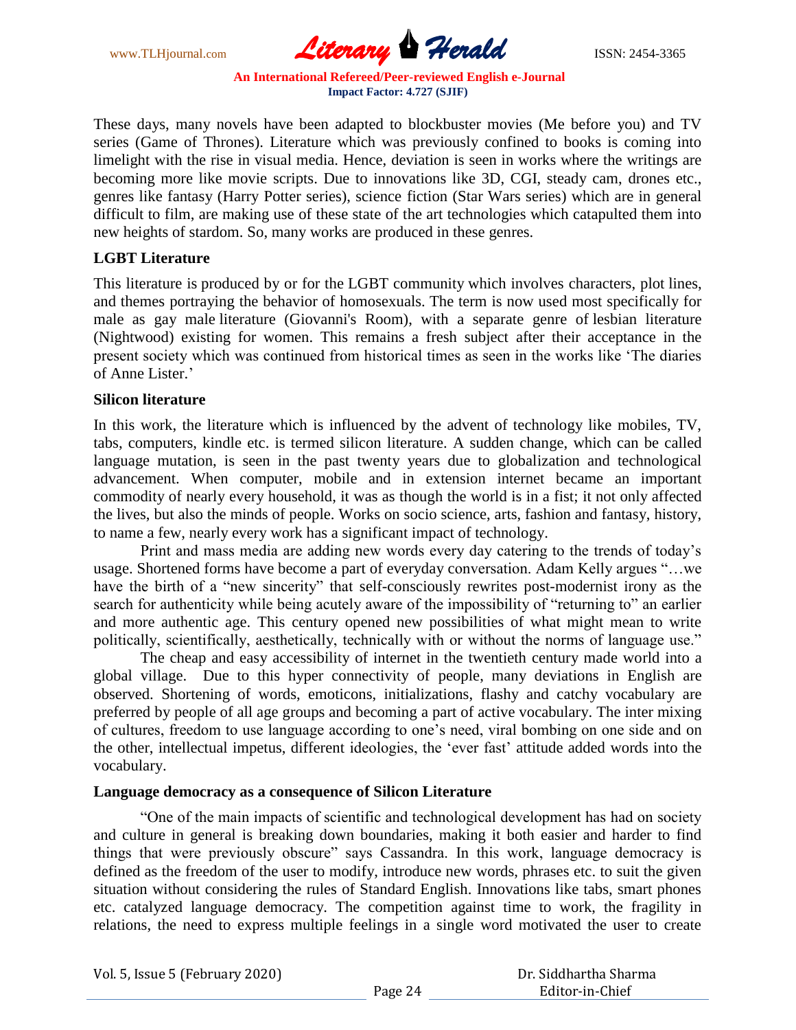These days, many novels have been adapted to blockbuster movies (Me before you) and TV series (Game of Thrones). Literature which was previously confined to books is coming into limelight with the rise in visual media. Hence, deviation is seen in works where the writings are becoming more like movie scripts. Due to innovations like 3D, CGI, steady cam, drones etc., genres like fantasy (Harry Potter series), science fiction (Star Wars series) which are in general difficult to film, are making use of these state of the art technologies which catapulted them into new heights of stardom. So, many works are produced in these genres.

**LGBT Literature**

This literature is produced by or for the LGBT community which involves characters, plot lines, and themes portraying the behavior of homosexuals. The term is now used most specifically for male as gay male literature (Giovanni's Room), with a separate genre of lesbian literature (Nightwood) existing for women. This remains a fresh subject after their acceptance in the present society which was continued from historical times as seen in the works like 'The diaries of Anne Lister.'

**Silicon literature**

In this work, the literature which is influenced by the advent of technology like mobiles, TV, tabs, computers, kindle etc. is termed silicon literature. A sudden change, which can be called language mutation, is seen in the past twenty years due to globalization and technological advancement. When computer, mobile and in extension internet became an important commodity of nearly every household, it was as though the world is in a fist; it not only affected the lives, but also the minds of people. Works on socio science, arts, fashion and fantasy, history, to name a few, nearly every work has a significant impact of technology.

Print and mass media are adding new words every day catering to the trends of today's usage. Shortened forms have become a part of everyday conversation. Adam Kelly argues "…we have the birth of a "new sincerity" that self-consciously rewrites post-modernist irony as the search for authenticity while being acutely aware of the impossibility of "returning to" an earlier and more authentic age. This century opened new possibilities of what might mean to write politically, scientifically, aesthetically, technically with or without the norms of language use."

The cheap and easy accessibility of internet in the twentieth century made world into a global village. Due to this hyper connectivity of people, many deviations in English are observed. Shortening of words, emoticons, initializations, flashy and catchy vocabulary are preferred by people of all age groups and becoming a part of active vocabulary. The inter mixing of cultures, freedom to use language according to one's need, viral bombing on one side and on the other, intellectual impetus, different ideologies, the 'ever fast' attitude added words into the vocabulary.

**Language democracy as a consequence of Silicon Literature**

"One of the main impacts of scientific and technological development has had on society and culture in general is breaking down boundaries, making it both easier and harder to find things that were previously obscure" says Cassandra. In this work, language democracy is defined as the freedom of the user to modify, introduce new words, phrases etc. to suit the given situation without considering the rules of Standard English. Innovations like tabs, smart phones etc. catalyzed language democracy. The competition against time to work, the fragility in relations, the need to express multiple feelings in a single word motivated the user to create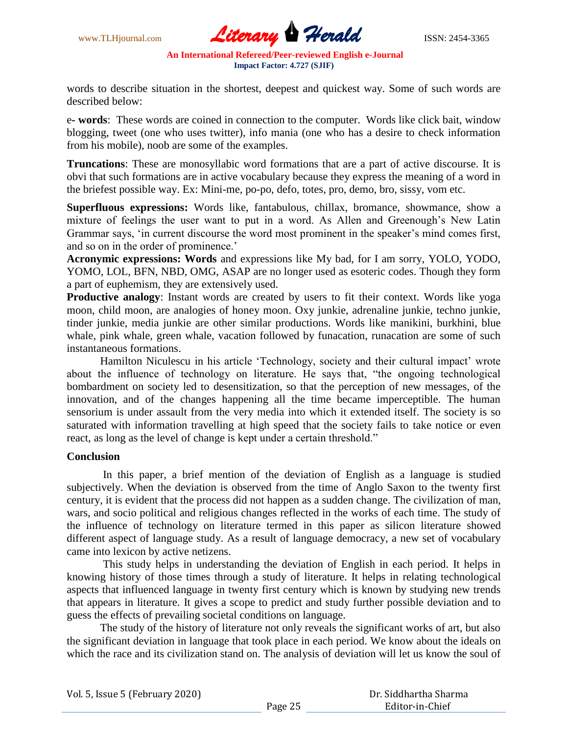words to describe situation in the shortest, deepest and quickest way. Some of such words are described below:

e- **words**: These words are coined in connection to the computer. Words like click bait, window blogging, tweet (one who uses twitter), info mania (one who has a desire to check information from his mobile), noob are some of the examples.

**Truncations**: These are monosyllabic word formations that are a part of active discourse. It is obvi that such formations are in active vocabulary because they express the meaning of a word in the briefest possible way. Ex: Mini-me, po-po, defo, totes, pro, demo, bro, sissy, vom etc.

**Superfluous expressions:** Words like, fantabulous, chillax, bromance, showmance, show a mixture of feelings the user want to put in a word. As Allen and Greenough's New Latin Grammar says, 'in current discourse the word most prominent in the speaker's mind comes first, and so on in the order of prominence.'

**Acronymic expressions: Words** and expressions like My bad, for I am sorry, YOLO, YODO, YOMO, LOL, BFN, NBD, OMG, ASAP are no longer used as esoteric codes. Though they form a part of euphemism, they are extensively used.

**Productive analogy**: Instant words are created by users to fit their context. Words like yoga moon, child moon, are analogies of honey moon. Oxy junkie, adrenaline junkie, techno junkie, tinder junkie, media junkie are other similar productions. Words like manikini, burkhini, blue whale, pink whale, green whale, vacation followed by funacation, runacation are some of such instantaneous formations.

Hamilton Niculescu in his article 'Technology, society and their cultural impact' wrote about the influence of technology on literature. He says that, "the ongoing technological bombardment on society led to desensitization, so that the perception of new messages, of the innovation, and of the changes happening all the time became imperceptible. The human sensorium is under assault from the very media into which it extended itself. The society is so saturated with information travelling at high speed that the society fails to take notice or even react, as long as the level of change is kept under a certain threshold."

## Conclusion

In this paper, a brief mention of the deviation of English as a language is studied subjectively. When the deviation is observed from the time of Anglo Saxon to the twenty first century, it is evident that the process did not happen as a sudden change. The civilization of man, wars, and socio political and religious changes reflected in the works of each time. The study of the influence of technology on literature termed in this paper as silicon literature showed different aspect of language study. As a result of language democracy, a new set of vocabulary came into lexicon by active netizens.

This study helps in understanding the deviation of English in each period. It helps in knowing history of those times through a study of literature. It helps in relating technological aspects that influenced language in twenty first century which is known by studying new trends that appears in literature. It gives a scope to predict and study further possible deviation and to guess the effects of prevailing societal conditions on language.

The study of the history of literature not only reveals the significant works of art, but also the significant deviation in language that took place in each period. We know about the ideals on which the race and its civilization stand on. The analysis of deviation will let us know the soul of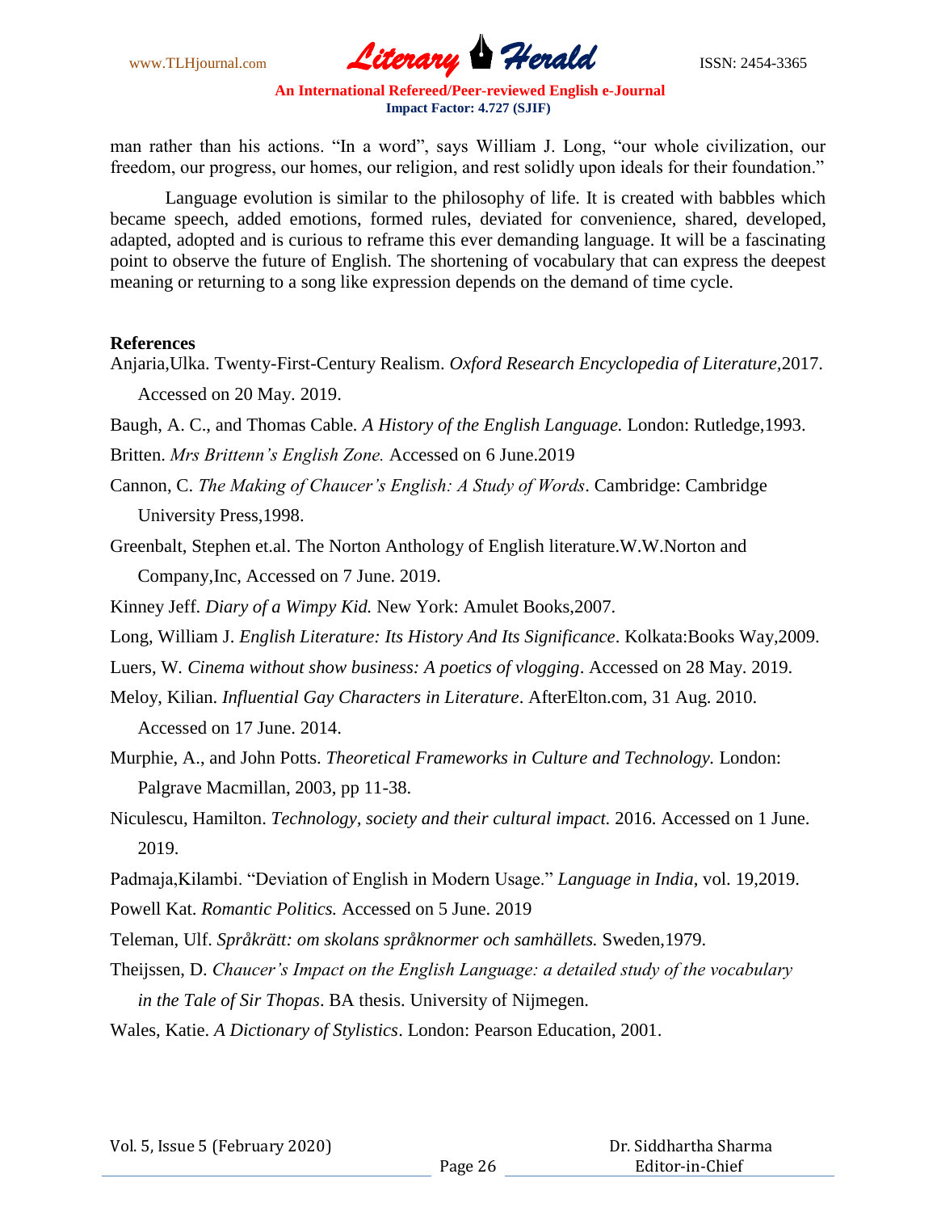man rather than his actions. "In a word", says William J. Long, "our whole civilization, our freedom, our progress, our homes, our religion, and rest solidly upon ideals for their foundation."

Language evolution is similar to the philosophy of life. It is created with babbles which became speech, added emotions, formed rules, deviated for convenience, shared, developed, adapted, adopted and is curious to reframe this ever demanding language. It will be a fascinating point to observe the future of English. The shortening of vocabulary that can express the deepest meaning or returning to a song like expression depends on the demand of time cycle.

**References**

Anjaria,Ulka. Twenty-First-Century Realism. *Oxford Research Encyclopedia of Literature*,2017. Accessed on 20 May. 2019.

Baugh, A. C., and Thomas Cable. *A History of the English Language.* London: Rutledge,1993.

Britten. *Mrs Brittenn's English Zone.* Accessed on 6 June.2019

Cannon, C. *The Making of Chaucer's English: A Study of Words*. Cambridge: Cambridge University Press,1998.

Greenbalt, Stephen et.al. The Norton Anthology of English literature.W.W.Norton and Company,Inc, Accessed on 7 June. 2019.

Kinney Jeff. *Diary of a Wimpy Kid.* New York: Amulet Books,2007.

Long, William J. *English Literature: Its History And Its Significance*. Kolkata:Books Way,2009.

Luers, W. *Cinema without show business: A poetics of vlogging*. Accessed on 28 May. 2019.

Meloy, Kilian. *Influential Gay Characters in Literature*. AfterElton.com, 31 Aug. 2010. Accessed on 17 June. 2014.

Murphie, A., and John Potts. *Theoretical Frameworks in Culture and Technology.* London: Palgrave Macmillan, 2003, pp 11-38.

Niculescu, Hamilton. *Technology, society and their cultural impact.* 2016. Accessed on 1 June. 2019.

Padmaja,Kilambi. "Deviation of English in Modern Usage." *Language in India*, vol. 19,2019.

Powell Kat. *Romantic Politics.* Accessed on 5 June. 2019

Teleman, Ulf. *Språkrätt: om skolans språknormer och samhällets.* Sweden,1979.

Theijssen, D. *Chaucer's Impact on the English Language: a detailed study of the vocabulary in the Tale of Sir Thopas*. BA thesis. University of Nijmegen.

Wales, Katie. *A Dictionary of Stylistics*. London: Pearson Education, 2001.